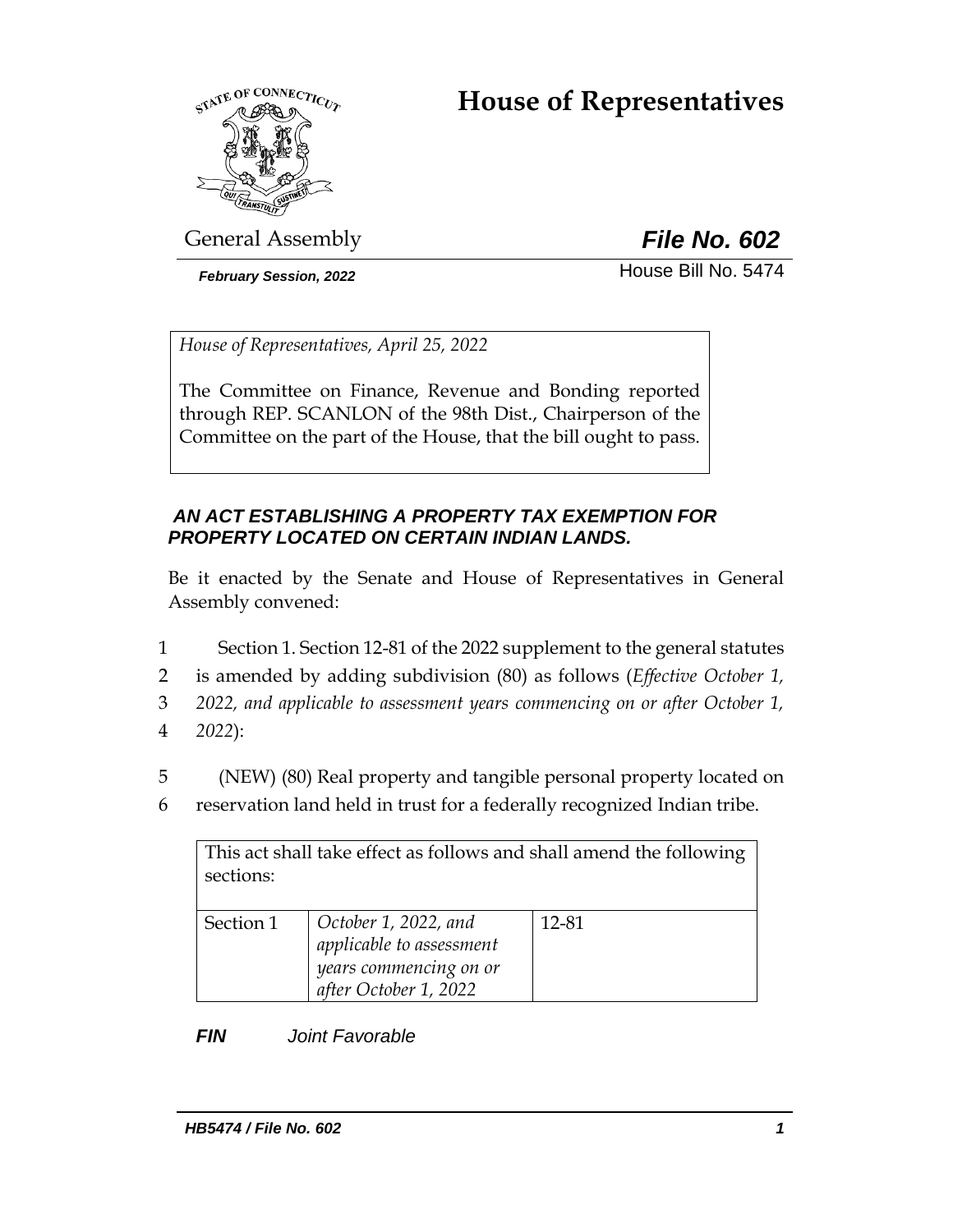# House of Representatives

General Assembly

***File No. 602***

*February Session, 2022*

House Bill No. 5474

*House of Representatives, April 25, 2022*

The Committee on Finance, Revenue and Bonding reported through REP. SCANLON of the 98th Dist., Chairperson of the Committee on the part of the House, that the bill ought to pass.

***AN ACT ESTABLISHING A PROPERTY TAX EXEMPTION FOR PROPERTY LOCATED ON CERTAIN INDIAN LANDS.***

Be it enacted by the Senate and House of Representatives in General Assembly convened:

1 Section 1. Section 12-81 of the 2022 supplement to the general statutes
2 is amended by adding subdivision (80) as follows (*Effective October 1,*
3 *2022, and applicable to assessment years commencing on or after October 1,*
4 *2022*):

5 (NEW) (80) Real property and tangible personal property located on
6 reservation land held in trust for a federally recognized Indian tribe.

| This act shall take effect as follows and shall amend the following sections: | | |
|---|---|---|
| Section 1 | *October 1, 2022, and applicable to assessment years commencing on or after October 1, 2022* | 12-81 |

***FIN*** *Joint Favorable*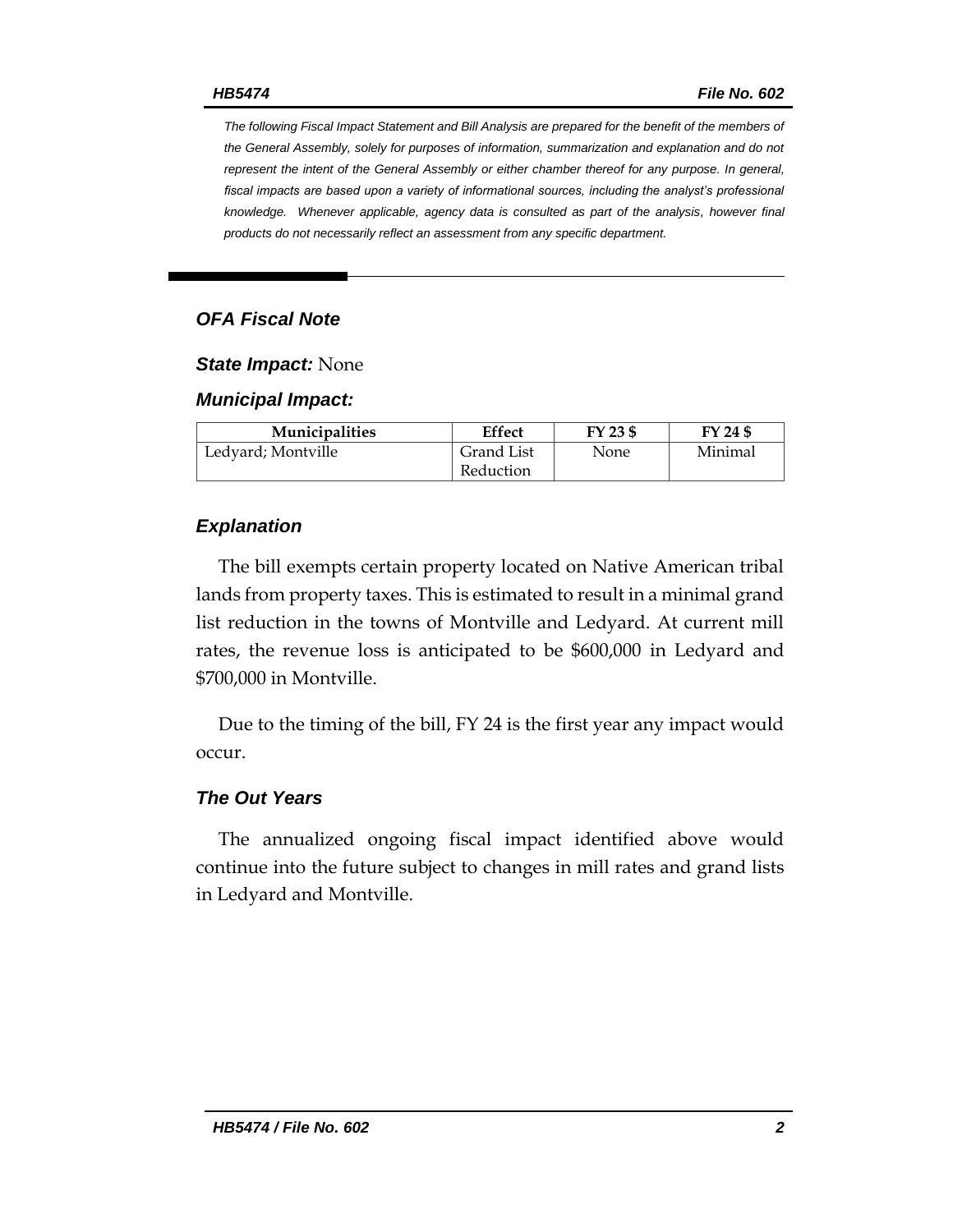*The following Fiscal Impact Statement and Bill Analysis are prepared for the benefit of the members of the General Assembly, solely for purposes of information, summarization and explanation and do not represent the intent of the General Assembly or either chamber thereof for any purpose. In general, fiscal impacts are based upon a variety of informational sources, including the analyst's professional knowledge. Whenever applicable, agency data is consulted as part of the analysis, however final products do not necessarily reflect an assessment from any specific department.*

## OFA Fiscal Note

***State Impact:*** None

***Municipal Impact:***

| Municipalities | Effect | FY 23 $ | FY 24 $ |
|---|---|---|---|
| Ledyard; Montville | Grand List Reduction | None | Minimal |

### Explanation

The bill exempts certain property located on Native American tribal lands from property taxes. This is estimated to result in a minimal grand list reduction in the towns of Montville and Ledyard. At current mill rates, the revenue loss is anticipated to be $600,000 in Ledyard and $700,000 in Montville.

Due to the timing of the bill, FY 24 is the first year any impact would occur.

### The Out Years

The annualized ongoing fiscal impact identified above would continue into the future subject to changes in mill rates and grand lists in Ledyard and Montville.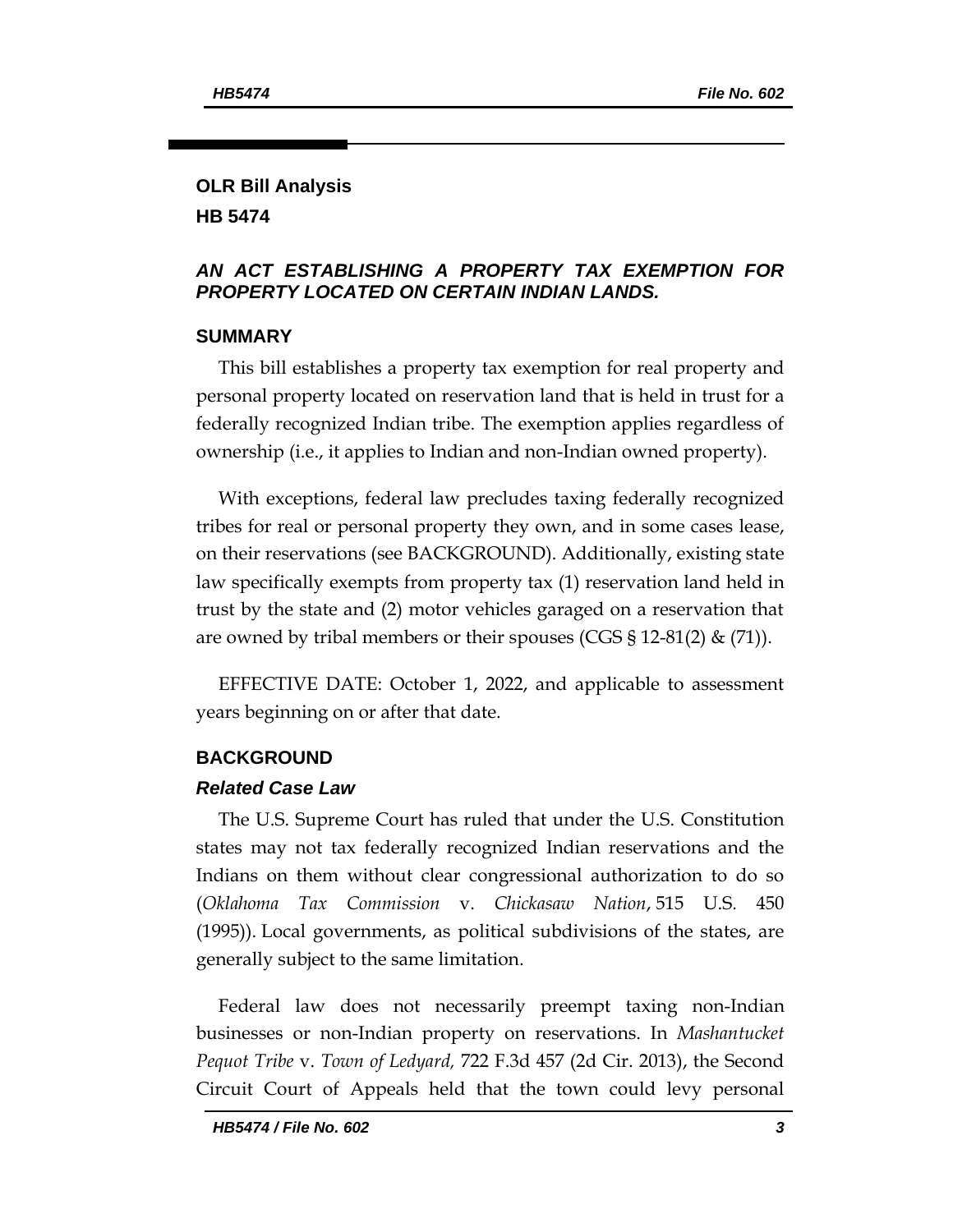# OLR Bill Analysis

## HB 5474

### *AN ACT ESTABLISHING A PROPERTY TAX EXEMPTION FOR PROPERTY LOCATED ON CERTAIN INDIAN LANDS.*

## SUMMARY

This bill establishes a property tax exemption for real property and personal property located on reservation land that is held in trust for a federally recognized Indian tribe. The exemption applies regardless of ownership (i.e., it applies to Indian and non-Indian owned property).

With exceptions, federal law precludes taxing federally recognized tribes for real or personal property they own, and in some cases lease, on their reservations (see BACKGROUND). Additionally, existing state law specifically exempts from property tax (1) reservation land held in trust by the state and (2) motor vehicles garaged on a reservation that are owned by tribal members or their spouses (CGS § 12-81(2) & (71)).

EFFECTIVE DATE: October 1, 2022, and applicable to assessment years beginning on or after that date.

## BACKGROUND

### *Related Case Law*

The U.S. Supreme Court has ruled that under the U.S. Constitution states may not tax federally recognized Indian reservations and the Indians on them without clear congressional authorization to do so (*Oklahoma Tax Commission* v. *Chickasaw Nation*, 515 U.S. 450 (1995)). Local governments, as political subdivisions of the states, are generally subject to the same limitation.

Federal law does not necessarily preempt taxing non-Indian businesses or non-Indian property on reservations. In *Mashantucket Pequot Tribe* v. *Town of Ledyard,* 722 F.3d 457 (2d Cir. 2013), the Second Circuit Court of Appeals held that the town could levy personal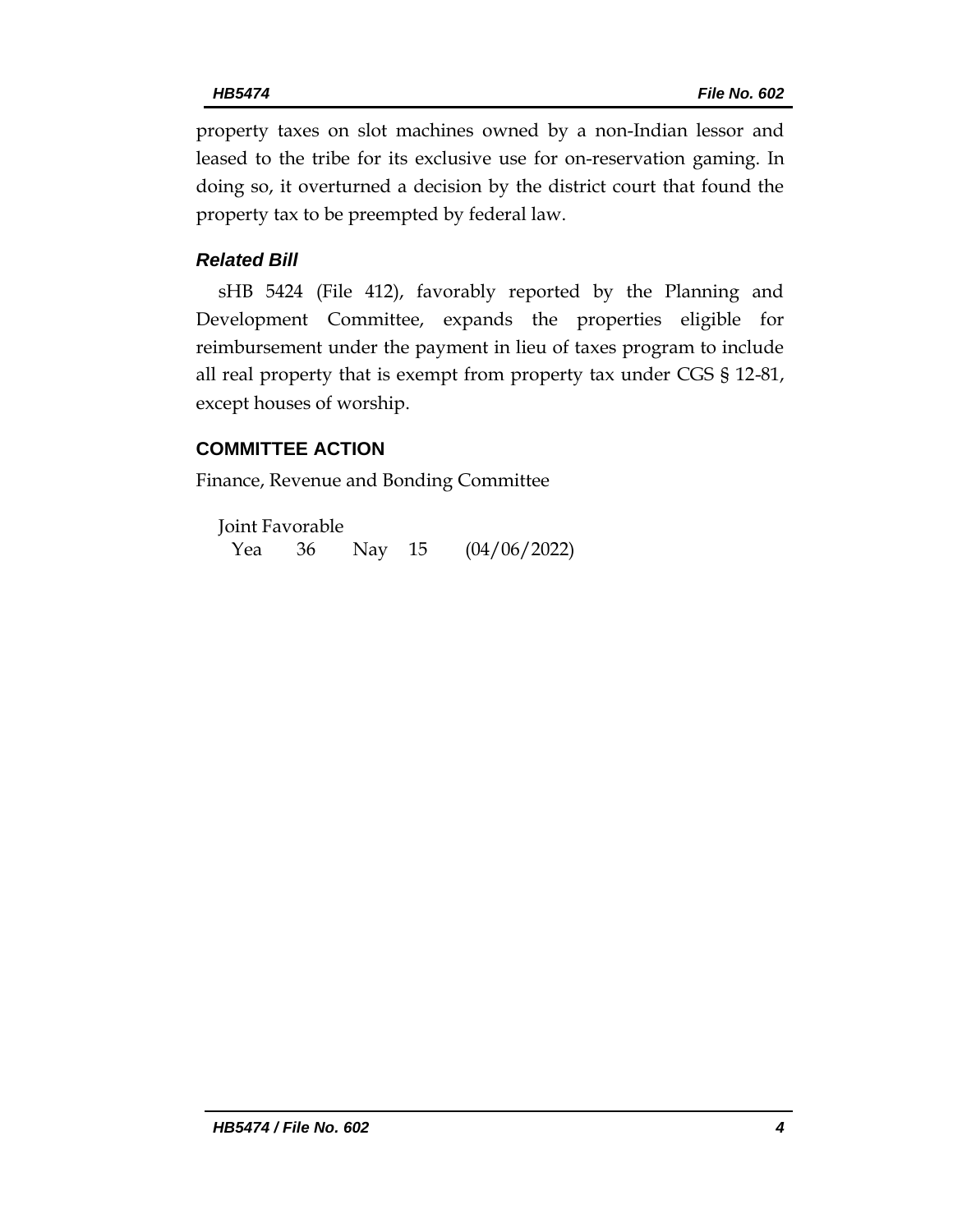property taxes on slot machines owned by a non-Indian lessor and leased to the tribe for its exclusive use for on-reservation gaming. In doing so, it overturned a decision by the district court that found the property tax to be preempted by federal law.

### *Related Bill*

sHB 5424 (File 412), favorably reported by the Planning and Development Committee, expands the properties eligible for reimbursement under the payment in lieu of taxes program to include all real property that is exempt from property tax under CGS § 12-81, except houses of worship.

## COMMITTEE ACTION

Finance, Revenue and Bonding Committee

Joint Favorable
Yea 36 Nay 15 (04/06/2022)